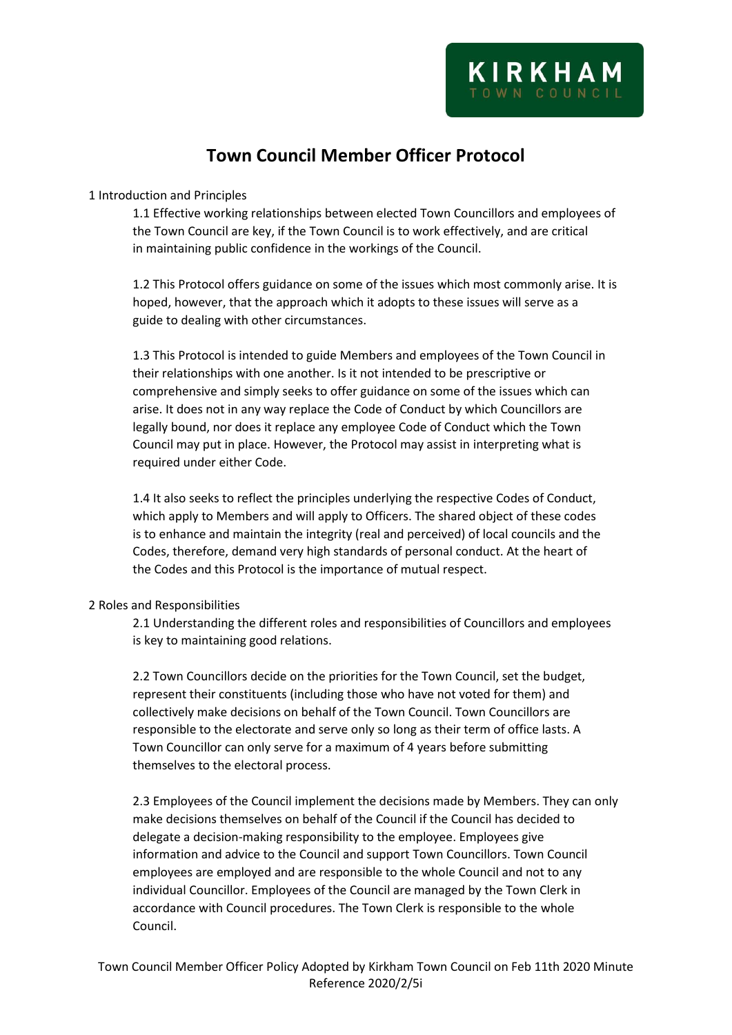# Town Council Member Officer Protocol

## 1 Introduction and Principles

1.1 Effective working relationships between elected Town Councillors and employees of the Town Council are key, if the Town Council is to work effectively, and are critical in maintaining public confidence in the workings of the Council.

1.2 This Protocol offers guidance on some of the issues which most commonly arise. It is hoped, however, that the approach which it adopts to these issues will serve as a guide to dealing with other circumstances.

1.3 This Protocol is intended to guide Members and employees of the Town Council in their relationships with one another. Is it not intended to be prescriptive or comprehensive and simply seeks to offer guidance on some of the issues which can arise. It does not in any way replace the Code of Conduct by which Councillors are legally bound, nor does it replace any employee Code of Conduct which the Town Council may put in place. However, the Protocol may assist in interpreting what is required under either Code.

1.4 It also seeks to reflect the principles underlying the respective Codes of Conduct, which apply to Members and will apply to Officers. The shared object of these codes is to enhance and maintain the integrity (real and perceived) of local councils and the Codes, therefore, demand very high standards of personal conduct. At the heart of the Codes and this Protocol is the importance of mutual respect.

## 2 Roles and Responsibilities

2.1 Understanding the different roles and responsibilities of Councillors and employees is key to maintaining good relations.

2.2 Town Councillors decide on the priorities for the Town Council, set the budget, represent their constituents (including those who have not voted for them) and collectively make decisions on behalf of the Town Council. Town Councillors are responsible to the electorate and serve only so long as their term of office lasts. A Town Councillor can only serve for a maximum of 4 years before submitting themselves to the electoral process.

2.3 Employees of the Council implement the decisions made by Members. They can only make decisions themselves on behalf of the Council if the Council has decided to delegate a decision-making responsibility to the employee. Employees give information and advice to the Council and support Town Councillors. Town Council employees are employed and are responsible to the whole Council and not to any individual Councillor. Employees of the Council are managed by the Town Clerk in accordance with Council procedures. The Town Clerk is responsible to the whole Council.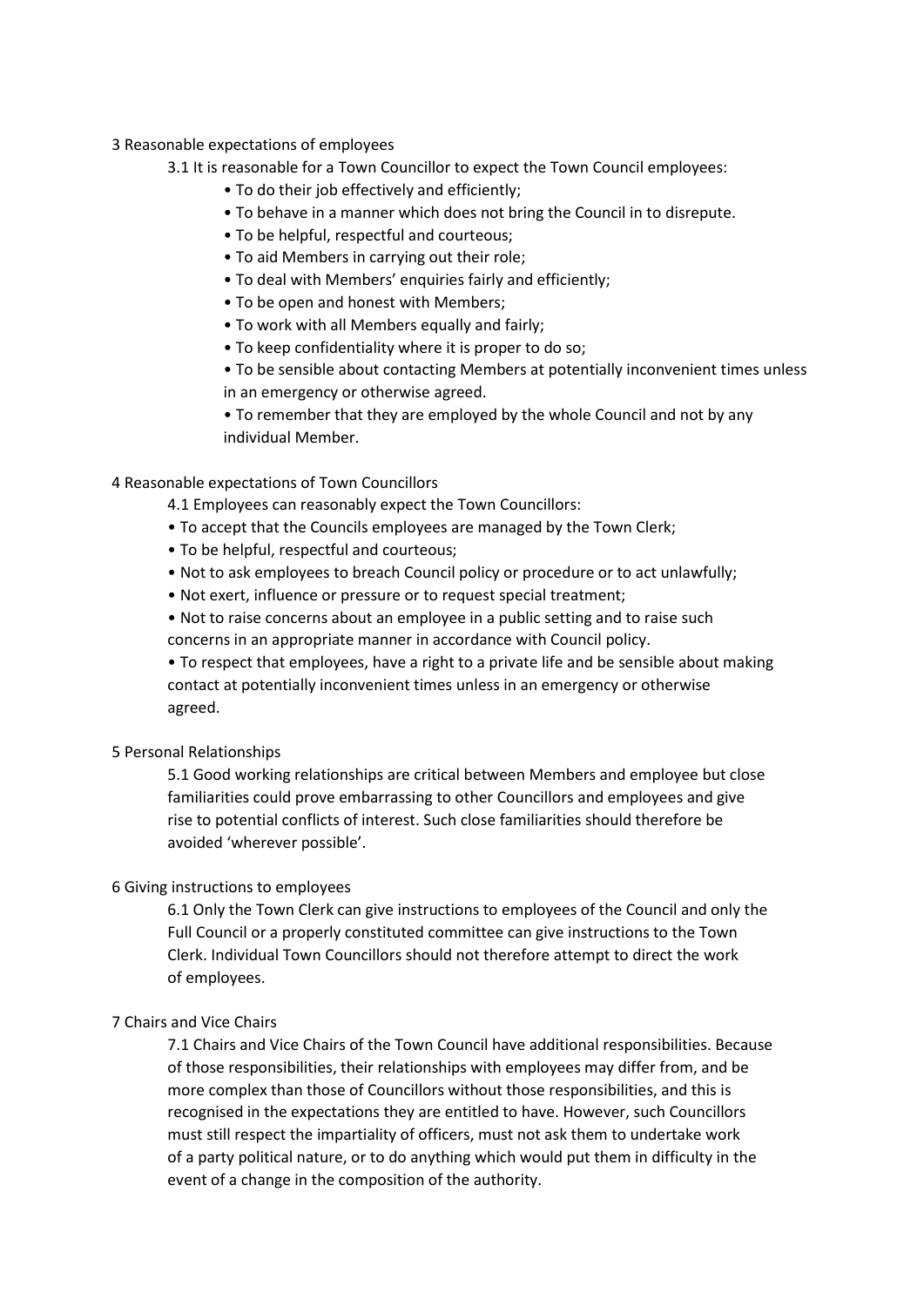## 3 Reasonable expectations of employees

3.1 It is reasonable for a Town Councillor to expect the Town Council employees:

- To do their job effectively and efficiently;
- To behave in a manner which does not bring the Council in to disrepute.
- To be helpful, respectful and courteous;
- To aid Members in carrying out their role;
- To deal with Members' enquiries fairly and efficiently;
- To be open and honest with Members;
- To work with all Members equally and fairly;
- To keep confidentiality where it is proper to do so;
- To be sensible about contacting Members at potentially inconvenient times unless in an emergency or otherwise agreed.
- To remember that they are employed by the whole Council and not by any individual Member.

## 4 Reasonable expectations of Town Councillors

4.1 Employees can reasonably expect the Town Councillors:

- To accept that the Councils employees are managed by the Town Clerk;
- To be helpful, respectful and courteous;
- Not to ask employees to breach Council policy or procedure or to act unlawfully;
- Not exert, influence or pressure or to request special treatment;
- Not to raise concerns about an employee in a public setting and to raise such concerns in an appropriate manner in accordance with Council policy.
- To respect that employees, have a right to a private life and be sensible about making contact at potentially inconvenient times unless in an emergency or otherwise agreed.

## 5 Personal Relationships

5.1 Good working relationships are critical between Members and employee but close familiarities could prove embarrassing to other Councillors and employees and give rise to potential conflicts of interest. Such close familiarities should therefore be avoided 'wherever possible'.

## 6 Giving instructions to employees

6.1 Only the Town Clerk can give instructions to employees of the Council and only the Full Council or a properly constituted committee can give instructions to the Town Clerk. Individual Town Councillors should not therefore attempt to direct the work of employees.

## 7 Chairs and Vice Chairs

7.1 Chairs and Vice Chairs of the Town Council have additional responsibilities. Because of those responsibilities, their relationships with employees may differ from, and be more complex than those of Councillors without those responsibilities, and this is recognised in the expectations they are entitled to have. However, such Councillors must still respect the impartiality of officers, must not ask them to undertake work of a party political nature, or to do anything which would put them in difficulty in the event of a change in the composition of the authority.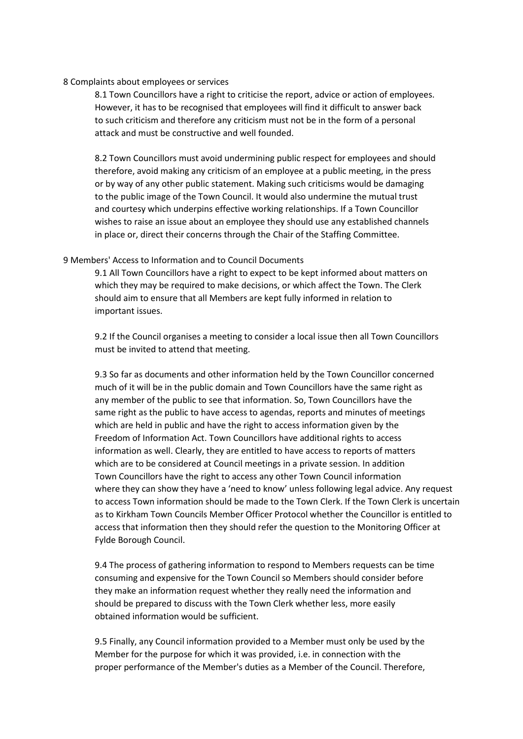## 8 Complaints about employees or services

8.1 Town Councillors have a right to criticise the report, advice or action of employees. However, it has to be recognised that employees will find it difficult to answer back to such criticism and therefore any criticism must not be in the form of a personal attack and must be constructive and well founded.

8.2 Town Councillors must avoid undermining public respect for employees and should therefore, avoid making any criticism of an employee at a public meeting, in the press or by way of any other public statement. Making such criticisms would be damaging to the public image of the Town Council. It would also undermine the mutual trust and courtesy which underpins effective working relationships. If a Town Councillor wishes to raise an issue about an employee they should use any established channels in place or, direct their concerns through the Chair of the Staffing Committee.

## 9 Members' Access to Information and to Council Documents

9.1 All Town Councillors have a right to expect to be kept informed about matters on which they may be required to make decisions, or which affect the Town. The Clerk should aim to ensure that all Members are kept fully informed in relation to important issues.

9.2 If the Council organises a meeting to consider a local issue then all Town Councillors must be invited to attend that meeting.

9.3 So far as documents and other information held by the Town Councillor concerned much of it will be in the public domain and Town Councillors have the same right as any member of the public to see that information. So, Town Councillors have the same right as the public to have access to agendas, reports and minutes of meetings which are held in public and have the right to access information given by the Freedom of Information Act. Town Councillors have additional rights to access information as well. Clearly, they are entitled to have access to reports of matters which are to be considered at Council meetings in a private session. In addition Town Councillors have the right to access any other Town Council information where they can show they have a 'need to know' unless following legal advice. Any request to access Town information should be made to the Town Clerk. If the Town Clerk is uncertain as to Kirkham Town Councils Member Officer Protocol whether the Councillor is entitled to access that information then they should refer the question to the Monitoring Officer at Fylde Borough Council.

9.4 The process of gathering information to respond to Members requests can be time consuming and expensive for the Town Council so Members should consider before they make an information request whether they really need the information and should be prepared to discuss with the Town Clerk whether less, more easily obtained information would be sufficient.

9.5 Finally, any Council information provided to a Member must only be used by the Member for the purpose for which it was provided, i.e. in connection with the proper performance of the Member's duties as a Member of the Council. Therefore,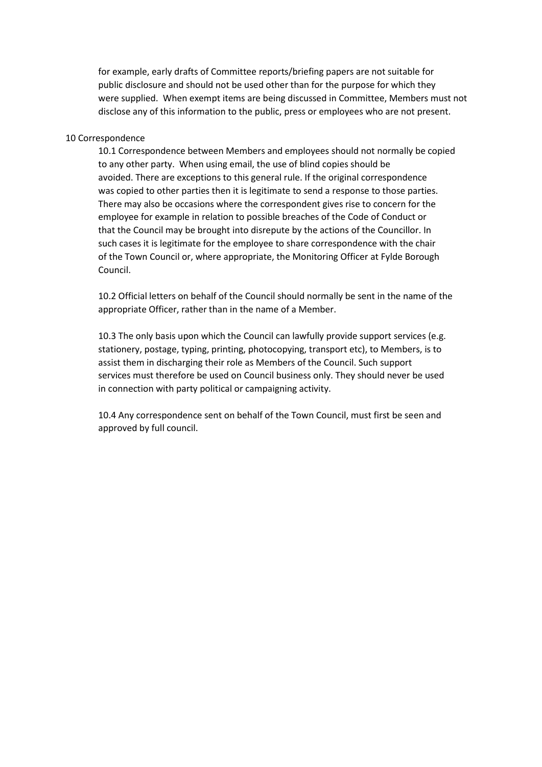for example, early drafts of Committee reports/briefing papers are not suitable for public disclosure and should not be used other than for the purpose for which they were supplied. When exempt items are being discussed in Committee, Members must not disclose any of this information to the public, press or employees who are not present.

## 10 Correspondence

10.1 Correspondence between Members and employees should not normally be copied to any other party. When using email, the use of blind copies should be avoided. There are exceptions to this general rule. If the original correspondence was copied to other parties then it is legitimate to send a response to those parties. There may also be occasions where the correspondent gives rise to concern for the employee for example in relation to possible breaches of the Code of Conduct or that the Council may be brought into disrepute by the actions of the Councillor. In such cases it is legitimate for the employee to share correspondence with the chair of the Town Council or, where appropriate, the Monitoring Officer at Fylde Borough Council.

10.2 Official letters on behalf of the Council should normally be sent in the name of the appropriate Officer, rather than in the name of a Member.

10.3 The only basis upon which the Council can lawfully provide support services (e.g. stationery, postage, typing, printing, photocopying, transport etc), to Members, is to assist them in discharging their role as Members of the Council. Such support services must therefore be used on Council business only. They should never be used in connection with party political or campaigning activity.

10.4 Any correspondence sent on behalf of the Town Council, must first be seen and approved by full council.